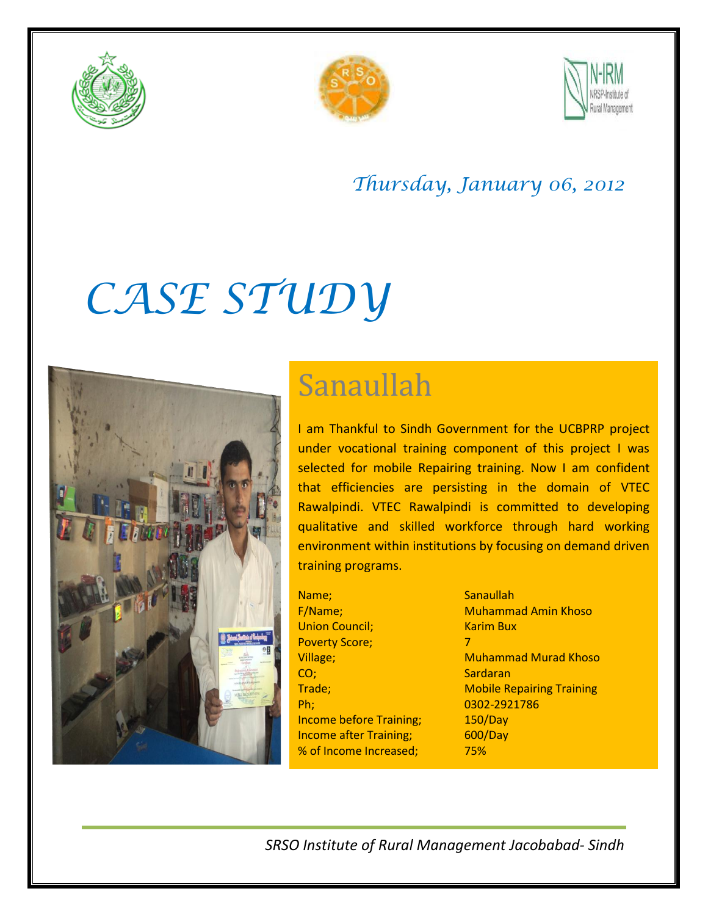*Thursday, January 06, 2012*

# *CASE STUDY*

## Sanaullah

I am Thankful to Sindh Government for the UCBPRP project under vocational training component of this project I was selected for mobile Repairing training. Now I am confident that efficiencies are persisting in the domain of VTEC Rawalpindi. VTEC Rawalpindi is committed to developing qualitative and skilled workforce through hard working environment within institutions by focusing on demand driven training programs.

| | |
|---|---|
| Name; | Sanaullah |
| F/Name; | Muhammad Amin Khoso |
| Union Council; | Karim Bux |
| Poverty Score; | 7 |
| Village; | Muhammad Murad Khoso |
| CO; | Sardaran |
| Trade; | Mobile Repairing Training |
| Ph; | 0302-2921786 |
| Income before Training; | 150/Day |
| Income after Training; | 600/Day |
| % of Income Increased; | 75% |

*SRSO Institute of Rural Management Jacobabad- Sindh*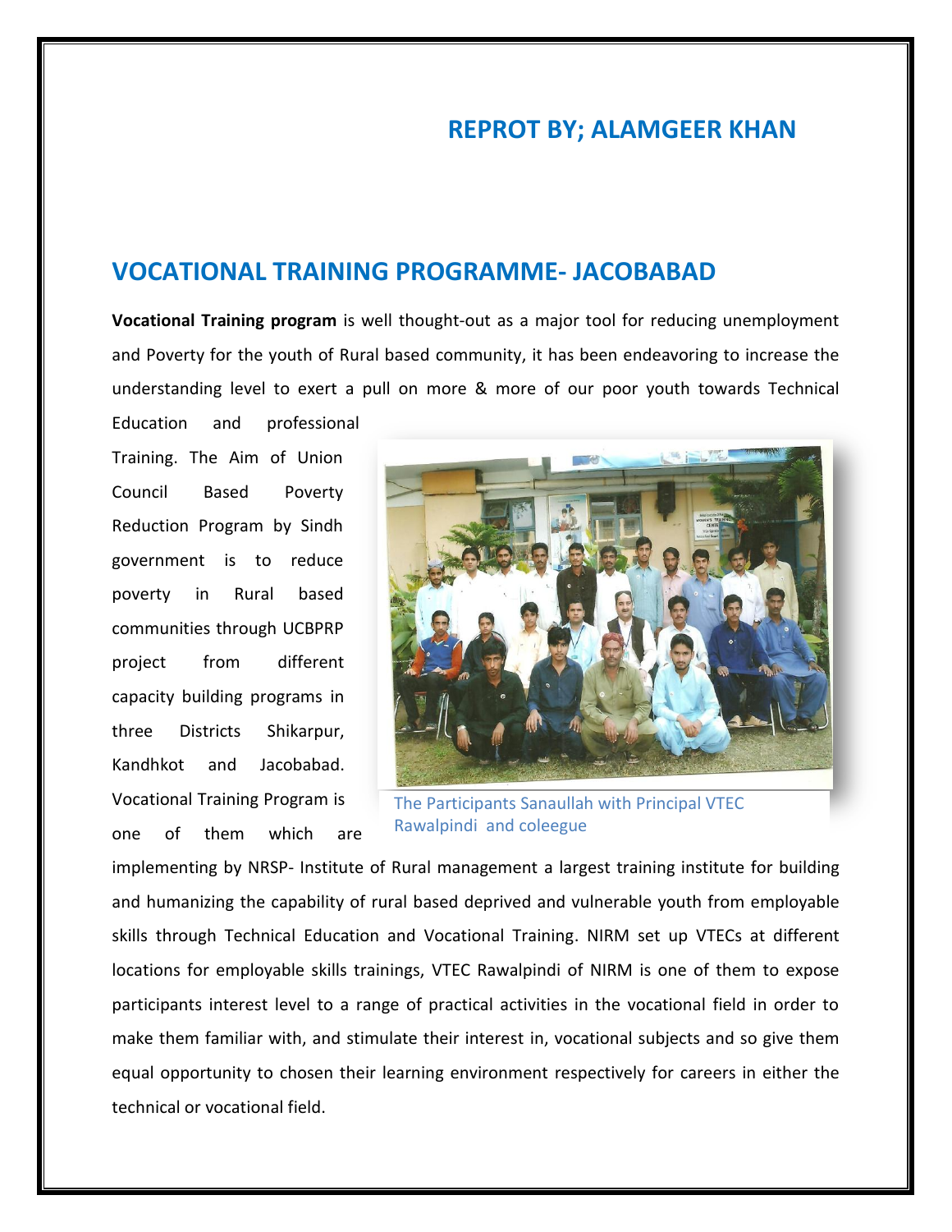## REPROT BY; ALAMGEER KHAN

## VOCATIONAL TRAINING PROGRAMME- JACOBABAD

**Vocational Training program** is well thought-out as a major tool for reducing unemployment and Poverty for the youth of Rural based community, it has been endeavoring to increase the understanding level to exert a pull on more & more of our poor youth towards Technical Education and professional Training. The Aim of Union Council Based Poverty Reduction Program by Sindh government is to reduce poverty in Rural based communities through UCBPRP project from different capacity building programs in three Districts Shikarpur, Kandhkot and Jacobabad. Vocational Training Program is one of them which are implementing by NRSP- Institute of Rural management a largest training institute for building and humanizing the capability of rural based deprived and vulnerable youth from employable skills through Technical Education and Vocational Training. NIRM set up VTECs at different locations for employable skills trainings, VTEC Rawalpindi of NIRM is one of them to expose participants interest level to a range of practical activities in the vocational field in order to make them familiar with, and stimulate their interest in, vocational subjects and so give them equal opportunity to chosen their learning environment respectively for careers in either the technical or vocational field.

The Participants Sanaullah with Principal VTEC Rawalpindi and coleegue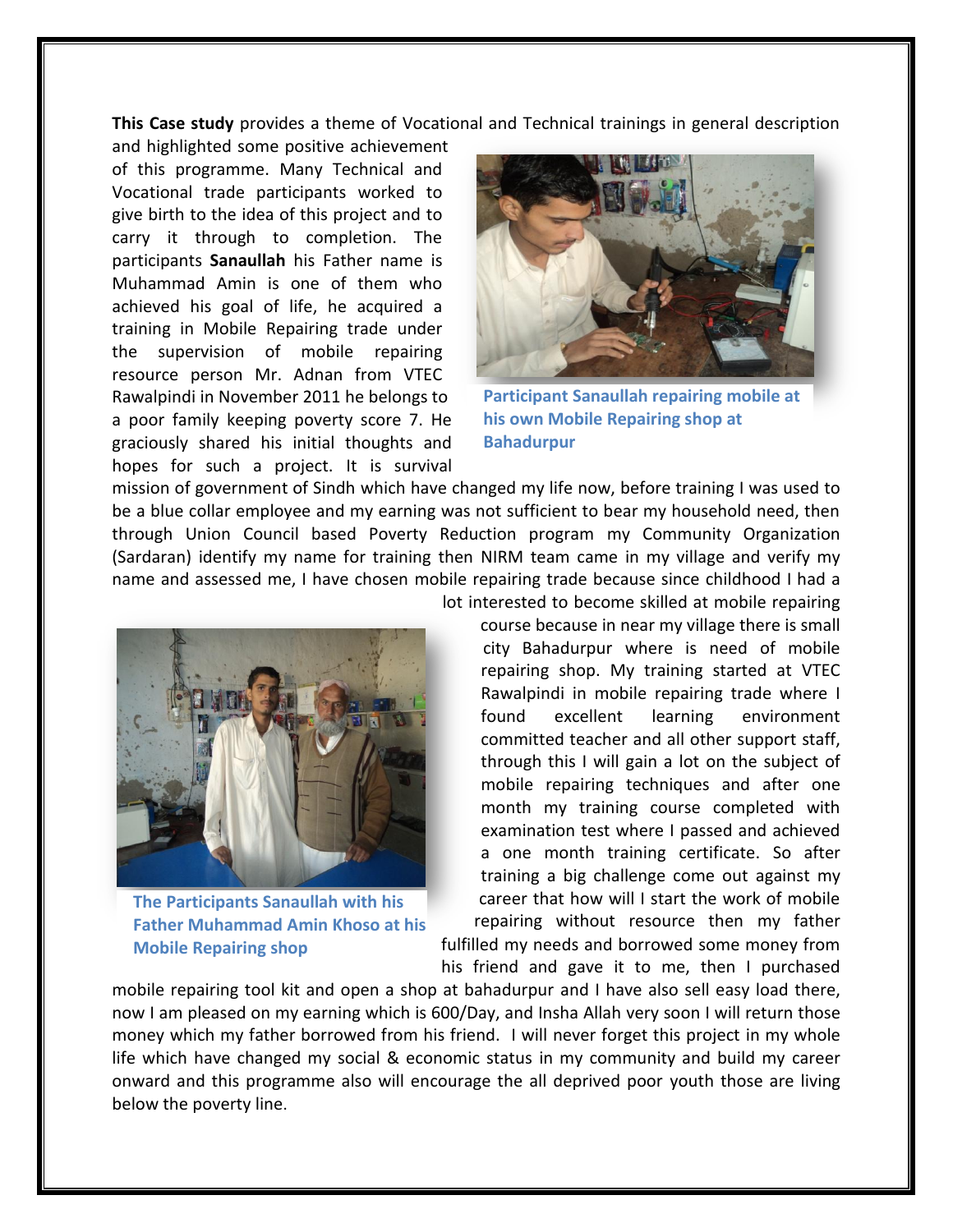**This Case study** provides a theme of Vocational and Technical trainings in general description and highlighted some positive achievement of this programme. Many Technical and Vocational trade participants worked to give birth to the idea of this project and to carry it through to completion. The participants **Sanaullah** his Father name is Muhammad Amin is one of them who achieved his goal of life, he acquired a training in Mobile Repairing trade under the supervision of mobile repairing resource person Mr. Adnan from VTEC Rawalpindi in November 2011 he belongs to a poor family keeping poverty score 7. He graciously shared his initial thoughts and hopes for such a project. It is survival mission of government of Sindh which have changed my life now, before training I was used to be a blue collar employee and my earning was not sufficient to bear my household need, then through Union Council based Poverty Reduction program my Community Organization (Sardaran) identify my name for training then NIRM team came in my village and verify my name and assessed me, I have chosen mobile repairing trade because since childhood I had a lot interested to become skilled at mobile repairing course because in near my village there is small city Bahadurpur where is need of mobile repairing shop. My training started at VTEC Rawalpindi in mobile repairing trade where I found excellent learning environment committed teacher and all other support staff, through this I will gain a lot on the subject of mobile repairing techniques and after one month my training course completed with examination test where I passed and achieved a one month training certificate. So after training a big challenge come out against my career that how will I start the work of mobile repairing without resource then my father fulfilled my needs and borrowed some money from his friend and gave it to me, then I purchased mobile repairing tool kit and open a shop at bahadurpur and I have also sell easy load there, now I am pleased on my earning which is 600/Day, and Insha Allah very soon I will return those money which my father borrowed from his friend. I will never forget this project in my whole life which have changed my social & economic status in my community and build my career onward and this programme also will encourage the all deprived poor youth those are living below the poverty line.

**Participant Sanaullah repairing mobile at his own Mobile Repairing shop at Bahadurpur**

**The Participants Sanaullah with his Father Muhammad Amin Khoso at his Mobile Repairing shop**